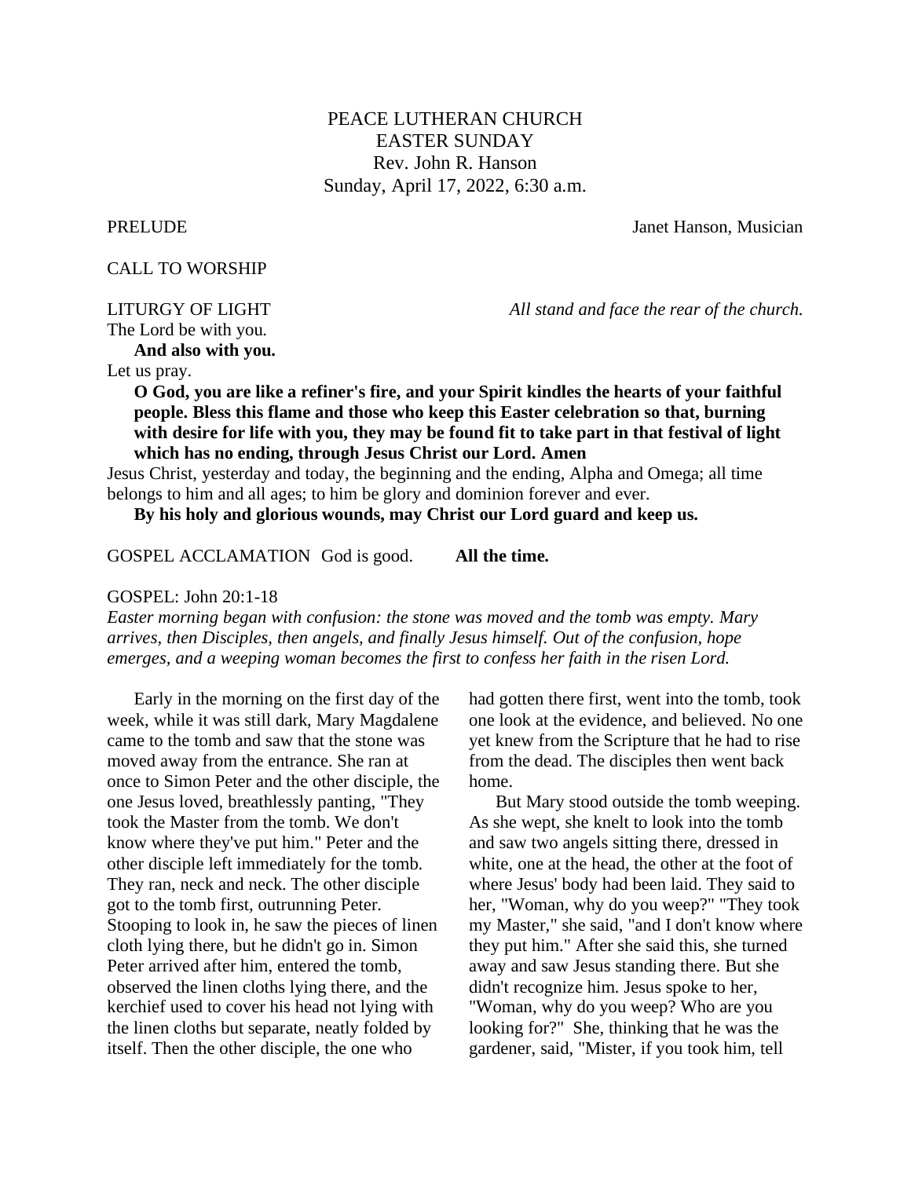PEACE LUTHERAN CHURCH
EASTER SUNDAY
Rev. John R. Hanson
Sunday, April 17, 2022, 6:30 a.m.

PRELUDE Janet Hanson, Musician

CALL TO WORSHIP

LITURGY OF LIGHT *All stand and face the rear of the church.*

The Lord be with you.

**And also with you.**

Let us pray.

**O God, you are like a refiner's fire, and your Spirit kindles the hearts of your faithful people. Bless this flame and those who keep this Easter celebration so that, burning with desire for life with you, they may be found fit to take part in that festival of light which has no ending, through Jesus Christ our Lord. Amen**

Jesus Christ, yesterday and today, the beginning and the ending, Alpha and Omega; all time belongs to him and all ages; to him be glory and dominion forever and ever.

**By his holy and glorious wounds, may Christ our Lord guard and keep us.**

GOSPEL ACCLAMATION God is good. **All the time.**

GOSPEL: John 20:1-18

*Easter morning began with confusion: the stone was moved and the tomb was empty. Mary arrives, then Disciples, then angels, and finally Jesus himself. Out of the confusion, hope emerges, and a weeping woman becomes the first to confess her faith in the risen Lord.*

Early in the morning on the first day of the week, while it was still dark, Mary Magdalene came to the tomb and saw that the stone was moved away from the entrance. She ran at once to Simon Peter and the other disciple, the one Jesus loved, breathlessly panting, "They took the Master from the tomb. We don't know where they've put him." Peter and the other disciple left immediately for the tomb. They ran, neck and neck. The other disciple got to the tomb first, outrunning Peter. Stooping to look in, he saw the pieces of linen cloth lying there, but he didn't go in. Simon Peter arrived after him, entered the tomb, observed the linen cloths lying there, and the kerchief used to cover his head not lying with the linen cloths but separate, neatly folded by itself. Then the other disciple, the one who had gotten there first, went into the tomb, took one look at the evidence, and believed. No one yet knew from the Scripture that he had to rise from the dead. The disciples then went back home.

But Mary stood outside the tomb weeping. As she wept, she knelt to look into the tomb and saw two angels sitting there, dressed in white, one at the head, the other at the foot of where Jesus' body had been laid. They said to her, "Woman, why do you weep?" "They took my Master," she said, "and I don't know where they put him." After she said this, she turned away and saw Jesus standing there. But she didn't recognize him. Jesus spoke to her, "Woman, why do you weep? Who are you looking for?" She, thinking that he was the gardener, said, "Mister, if you took him, tell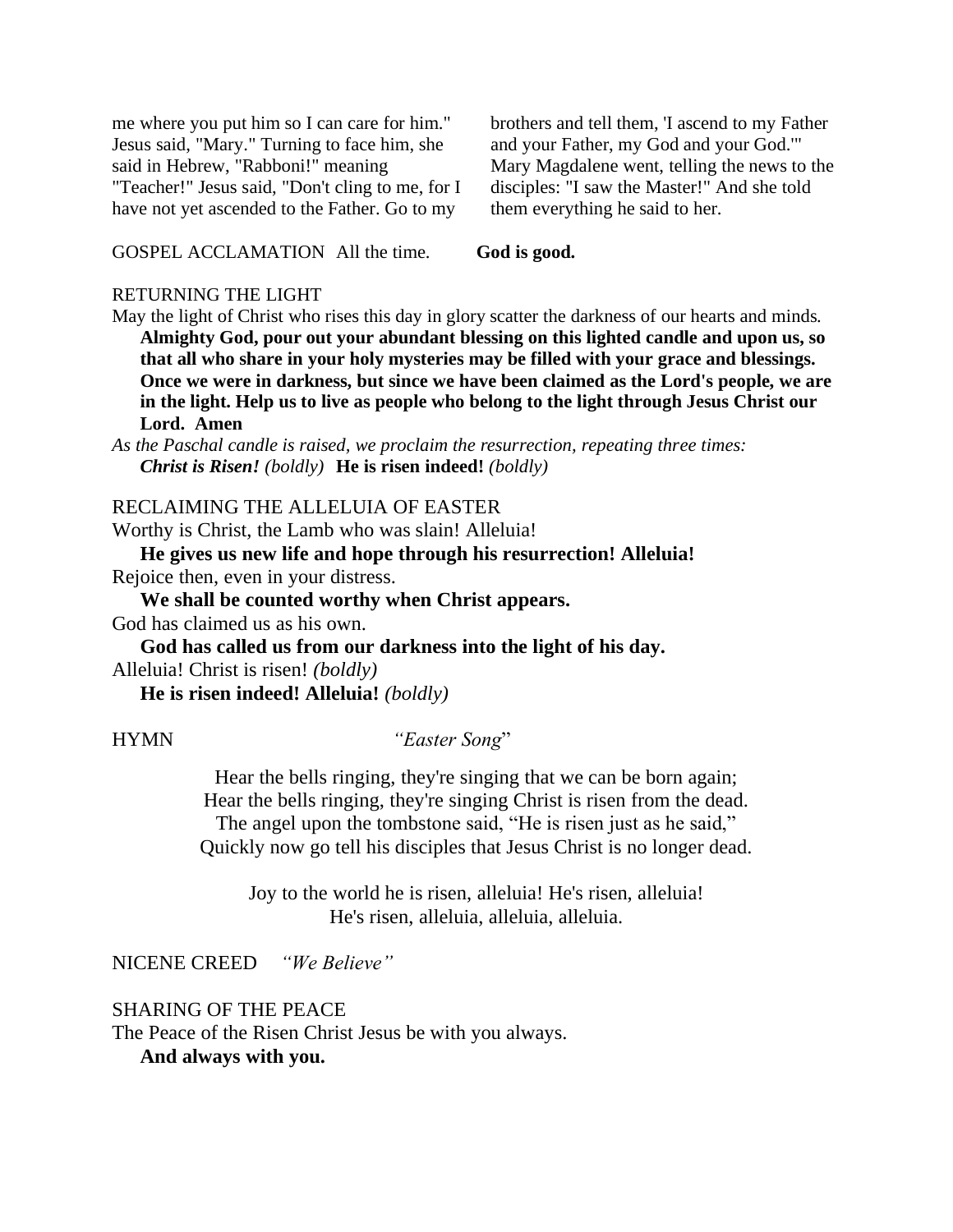me where you put him so I can care for him." Jesus said, "Mary." Turning to face him, she said in Hebrew, "Rabboni!" meaning "Teacher!" Jesus said, "Don't cling to me, for I have not yet ascended to the Father. Go to my brothers and tell them, 'I ascend to my Father and your Father, my God and your God.'" Mary Magdalene went, telling the news to the disciples: "I saw the Master!" And she told them everything he said to her.

GOSPEL ACCLAMATION All the time. **God is good.**

RETURNING THE LIGHT

May the light of Christ who rises this day in glory scatter the darkness of our hearts and minds.

**Almighty God, pour out your abundant blessing on this lighted candle and upon us, so that all who share in your holy mysteries may be filled with your grace and blessings. Once we were in darkness, but since we have been claimed as the Lord's people, we are in the light. Help us to live as people who belong to the light through Jesus Christ our Lord. Amen**

*As the Paschal candle is raised, we proclaim the resurrection, repeating three times:*

***Christ is Risen!*** *(boldly)* **He is risen indeed!** *(boldly)*

RECLAIMING THE ALLELUIA OF EASTER

Worthy is Christ, the Lamb who was slain! Alleluia!

**He gives us new life and hope through his resurrection! Alleluia!**

Rejoice then, even in your distress.

**We shall be counted worthy when Christ appears.**

God has claimed us as his own.

**God has called us from our darkness into the light of his day.**

Alleluia! Christ is risen! *(boldly)*

**He is risen indeed! Alleluia!** *(boldly)*

HYMN *"Easter Song"*

Hear the bells ringing, they're singing that we can be born again;
Hear the bells ringing, they're singing Christ is risen from the dead.
The angel upon the tombstone said, "He is risen just as he said,"
Quickly now go tell his disciples that Jesus Christ is no longer dead.

Joy to the world he is risen, alleluia! He's risen, alleluia!
He's risen, alleluia, alleluia, alleluia.

NICENE CREED *"We Believe"*

SHARING OF THE PEACE

The Peace of the Risen Christ Jesus be with you always.

**And always with you.**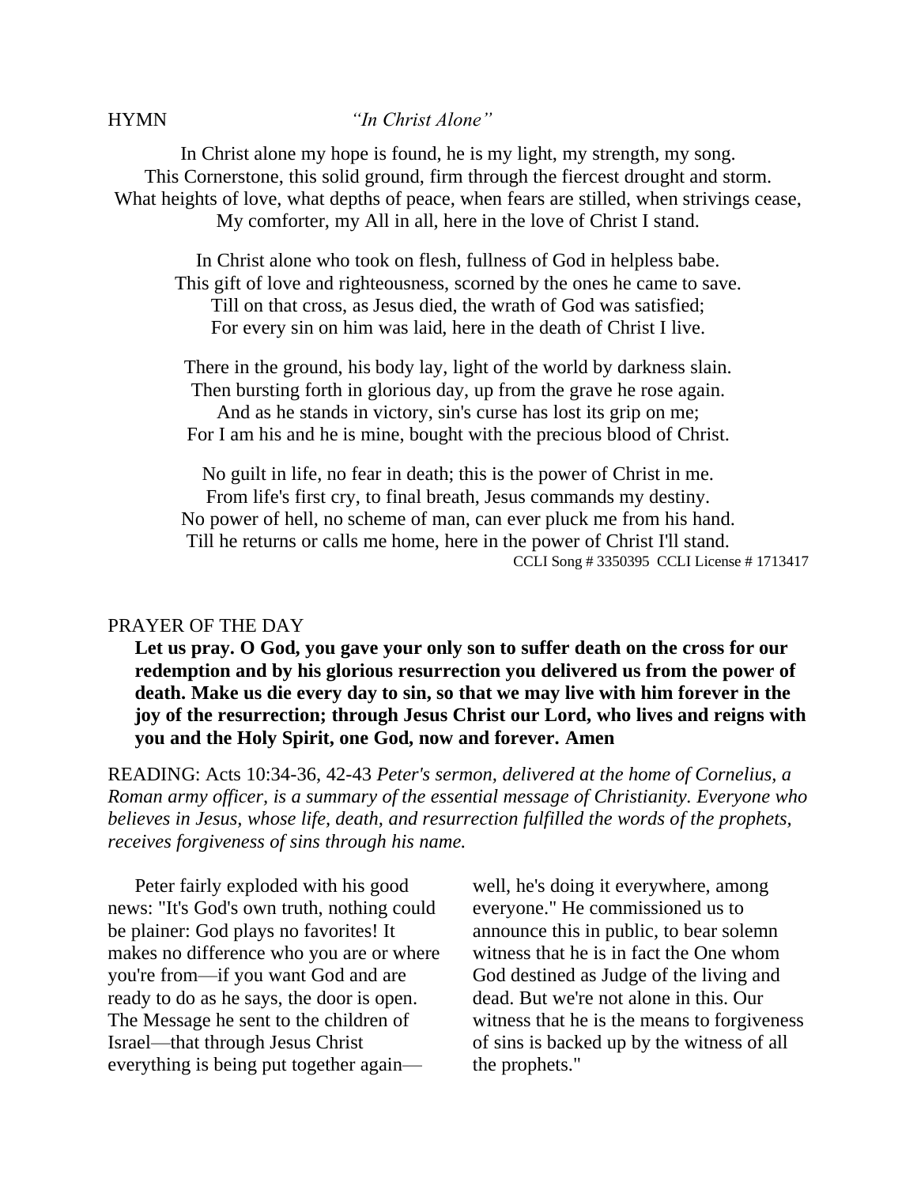HYMN *"In Christ Alone"*

In Christ alone my hope is found, he is my light, my strength, my song.
This Cornerstone, this solid ground, firm through the fiercest drought and storm.
What heights of love, what depths of peace, when fears are stilled, when strivings cease,
My comforter, my All in all, here in the love of Christ I stand.

In Christ alone who took on flesh, fullness of God in helpless babe.
This gift of love and righteousness, scorned by the ones he came to save.
Till on that cross, as Jesus died, the wrath of God was satisfied;
For every sin on him was laid, here in the death of Christ I live.

There in the ground, his body lay, light of the world by darkness slain.
Then bursting forth in glorious day, up from the grave he rose again.
And as he stands in victory, sin's curse has lost its grip on me;
For I am his and he is mine, bought with the precious blood of Christ.

No guilt in life, no fear in death; this is the power of Christ in me.
From life's first cry, to final breath, Jesus commands my destiny.
No power of hell, no scheme of man, can ever pluck me from his hand.
Till he returns or calls me home, here in the power of Christ I'll stand.

CCLI Song # 3350395 CCLI License # 1713417

PRAYER OF THE DAY

**Let us pray. O God, you gave your only son to suffer death on the cross for our redemption and by his glorious resurrection you delivered us from the power of death. Make us die every day to sin, so that we may live with him forever in the joy of the resurrection; through Jesus Christ our Lord, who lives and reigns with you and the Holy Spirit, one God, now and forever. Amen**

READING: Acts 10:34-36, 42-43 *Peter's sermon, delivered at the home of Cornelius, a Roman army officer, is a summary of the essential message of Christianity. Everyone who believes in Jesus, whose life, death, and resurrection fulfilled the words of the prophets, receives forgiveness of sins through his name.*

Peter fairly exploded with his good news: "It's God's own truth, nothing could be plainer: God plays no favorites! It makes no difference who you are or where you're from—if you want God and are ready to do as he says, the door is open. The Message he sent to the children of Israel—that through Jesus Christ everything is being put together again—well, he's doing it everywhere, among everyone." He commissioned us to announce this in public, to bear solemn witness that he is in fact the One whom God destined as Judge of the living and dead. But we're not alone in this. Our witness that he is the means to forgiveness of sins is backed up by the witness of all the prophets."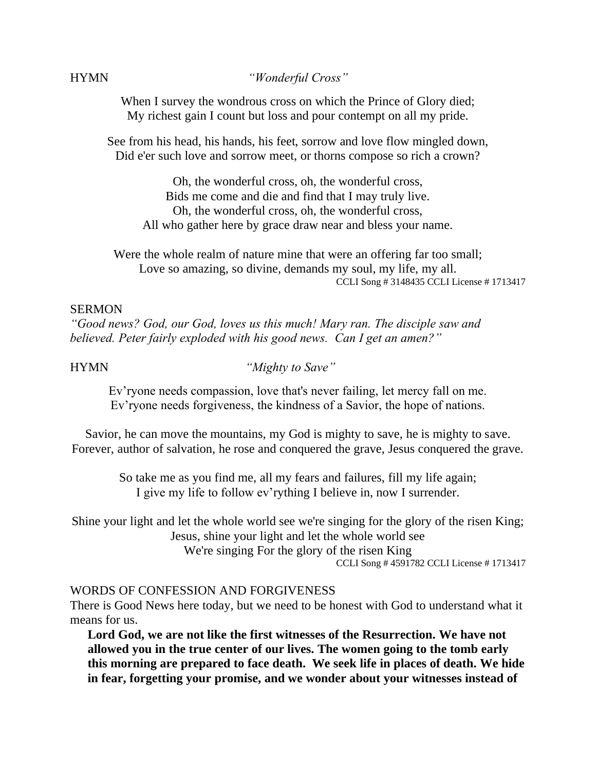HYMN *"Wonderful Cross"*

When I survey the wondrous cross on which the Prince of Glory died;
My richest gain I count but loss and pour contempt on all my pride.

See from his head, his hands, his feet, sorrow and love flow mingled down,
Did e'er such love and sorrow meet, or thorns compose so rich a crown?

Oh, the wonderful cross, oh, the wonderful cross,
Bids me come and die and find that I may truly live.
Oh, the wonderful cross, oh, the wonderful cross,
All who gather here by grace draw near and bless your name.

Were the whole realm of nature mine that were an offering far too small;
Love so amazing, so divine, demands my soul, my life, my all.
CCLI Song # 3148435 CCLI License # 1713417

SERMON
*"Good news? God, our God, loves us this much! Mary ran. The disciple saw and believed. Peter fairly exploded with his good news. Can I get an amen?"*

HYMN *"Mighty to Save"*

Ev'ryone needs compassion, love that's never failing, let mercy fall on me.
Ev'ryone needs forgiveness, the kindness of a Savior, the hope of nations.

Savior, he can move the mountains, my God is mighty to save, he is mighty to save.
Forever, author of salvation, he rose and conquered the grave, Jesus conquered the grave.

So take me as you find me, all my fears and failures, fill my life again;
I give my life to follow ev'rything I believe in, now I surrender.

Shine your light and let the whole world see we're singing for the glory of the risen King;
Jesus, shine your light and let the whole world see
We're singing For the glory of the risen King
CCLI Song # 4591782 CCLI License # 1713417

WORDS OF CONFESSION AND FORGIVENESS
There is Good News here today, but we need to be honest with God to understand what it means for us.

**Lord God, we are not like the first witnesses of the Resurrection. We have not allowed you in the true center of our lives. The women going to the tomb early this morning are prepared to face death. We seek life in places of death. We hide in fear, forgetting your promise, and we wonder about your witnesses instead of**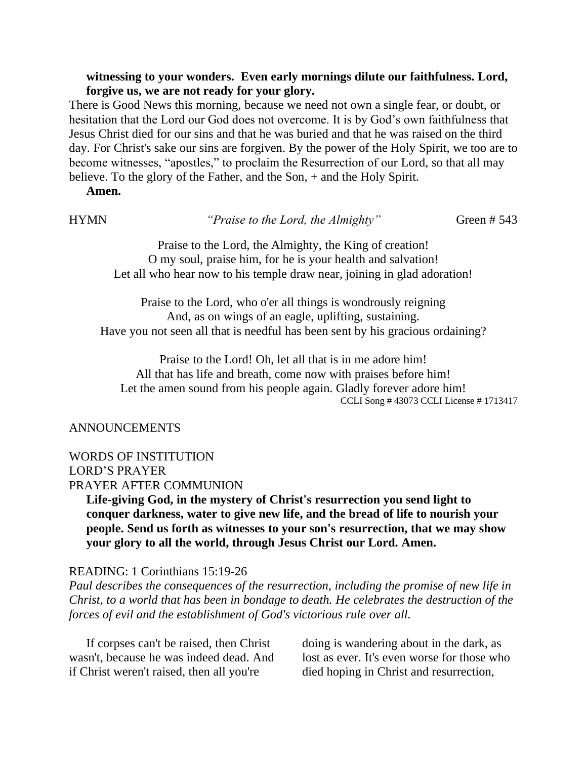**witnessing to your wonders.  Even early mornings dilute our faithfulness. Lord, forgive us, we are not ready for your glory.**

There is Good News this morning, because we need not own a single fear, or doubt, or hesitation that the Lord our God does not overcome. It is by God's own faithfulness that Jesus Christ died for our sins and that he was buried and that he was raised on the third day. For Christ's sake our sins are forgiven. By the power of the Holy Spirit, we too are to become witnesses, "apostles," to proclaim the Resurrection of our Lord, so that all may believe. To the glory of the Father, and the Son, + and the Holy Spirit.

**Amen.**

HYMN *"Praise to the Lord, the Almighty"* Green # 543

Praise to the Lord, the Almighty, the King of creation!
O my soul, praise him, for he is your health and salvation!
Let all who hear now to his temple draw near, joining in glad adoration!

Praise to the Lord, who o'er all things is wondrously reigning
And, as on wings of an eagle, uplifting, sustaining.
Have you not seen all that is needful has been sent by his gracious ordaining?

Praise to the Lord! Oh, let all that is in me adore him!
All that has life and breath, come now with praises before him!
Let the amen sound from his people again. Gladly forever adore him!

CCLI Song # 43073 CCLI License # 1713417

ANNOUNCEMENTS

WORDS OF INSTITUTION
LORD'S PRAYER
PRAYER AFTER COMMUNION

**Life-giving God, in the mystery of Christ's resurrection you send light to conquer darkness, water to give new life, and the bread of life to nourish your people. Send us forth as witnesses to your son's resurrection, that we may show your glory to all the world, through Jesus Christ our Lord. Amen.**

READING: 1 Corinthians 15:19-26

*Paul describes the consequences of the resurrection, including the promise of new life in Christ, to a world that has been in bondage to death. He celebrates the destruction of the forces of evil and the establishment of God's victorious rule over all.*

If corpses can't be raised, then Christ wasn't, because he was indeed dead. And if Christ weren't raised, then all you're doing is wandering about in the dark, as lost as ever. It's even worse for those who died hoping in Christ and resurrection,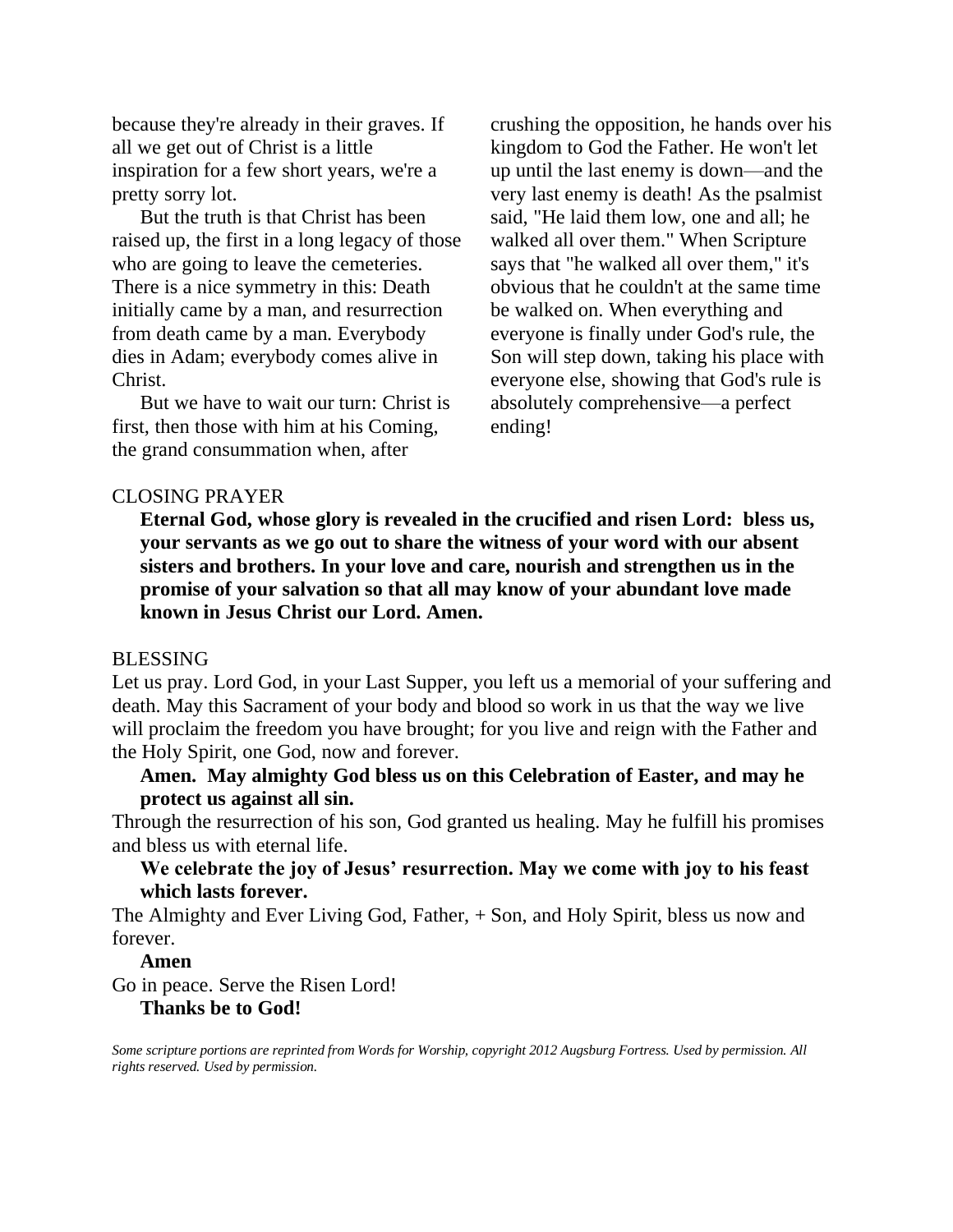because they're already in their graves. If all we get out of Christ is a little inspiration for a few short years, we're a pretty sorry lot.

But the truth is that Christ has been raised up, the first in a long legacy of those who are going to leave the cemeteries. There is a nice symmetry in this: Death initially came by a man, and resurrection from death came by a man. Everybody dies in Adam; everybody comes alive in Christ.

But we have to wait our turn: Christ is first, then those with him at his Coming, the grand consummation when, after crushing the opposition, he hands over his kingdom to God the Father. He won't let up until the last enemy is down—and the very last enemy is death! As the psalmist said, "He laid them low, one and all; he walked all over them." When Scripture says that "he walked all over them," it's obvious that he couldn't at the same time be walked on. When everything and everyone is finally under God's rule, the Son will step down, taking his place with everyone else, showing that God's rule is absolutely comprehensive—a perfect ending!

CLOSING PRAYER

**Eternal God, whose glory is revealed in the crucified and risen Lord: bless us, your servants as we go out to share the witness of your word with our absent sisters and brothers. In your love and care, nourish and strengthen us in the promise of your salvation so that all may know of your abundant love made known in Jesus Christ our Lord. Amen.**

BLESSING

Let us pray. Lord God, in your Last Supper, you left us a memorial of your suffering and death. May this Sacrament of your body and blood so work in us that the way we live will proclaim the freedom you have brought; for you live and reign with the Father and the Holy Spirit, one God, now and forever.

**Amen. May almighty God bless us on this Celebration of Easter, and may he protect us against all sin.**

Through the resurrection of his son, God granted us healing. May he fulfill his promises and bless us with eternal life.

**We celebrate the joy of Jesus' resurrection. May we come with joy to his feast which lasts forever.**

The Almighty and Ever Living God, Father, + Son, and Holy Spirit, bless us now and forever.

**Amen**

Go in peace. Serve the Risen Lord!

**Thanks be to God!**

*Some scripture portions are reprinted from Words for Worship, copyright 2012 Augsburg Fortress. Used by permission. All rights reserved. Used by permission.*